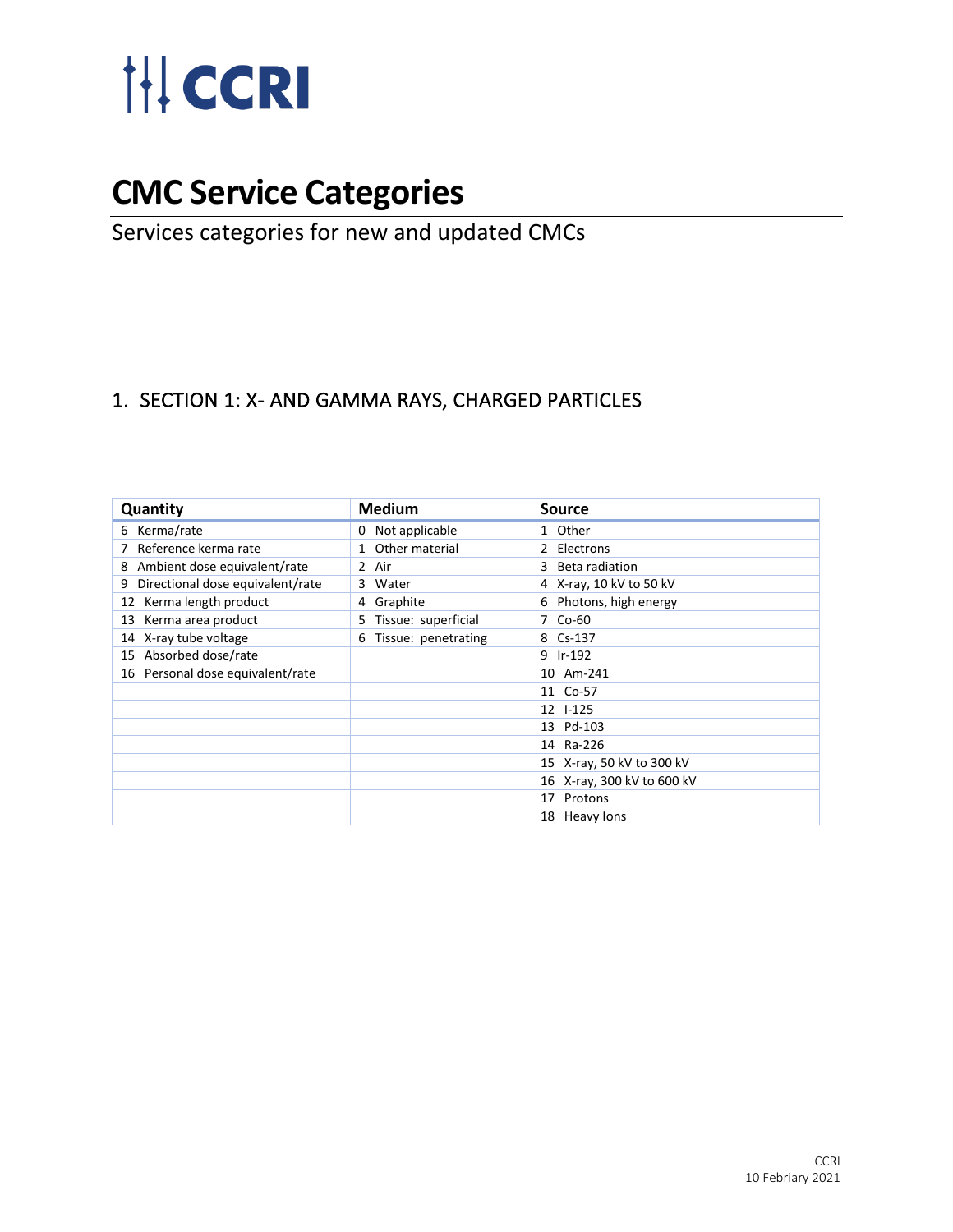# CCRI

# CMC Service Categories

Services categories for new and updated CMCs

## 1. SECTION 1: X- AND GAMMA RAYS, CHARGED PARTICLES

| Quantity | Medium | Source |
|---|---|---|
| 6 Kerma/rate | 0 Not applicable | 1 Other |
| 7 Reference kerma rate | 1 Other material | 2 Electrons |
| 8 Ambient dose equivalent/rate | 2 Air | 3 Beta radiation |
| 9 Directional dose equivalent/rate | 3 Water | 4 X-ray, 10 kV to 50 kV |
| 12 Kerma length product | 4 Graphite | 6 Photons, high energy |
| 13 Kerma area product | 5 Tissue: superficial | 7 Co-60 |
| 14 X-ray tube voltage | 6 Tissue: penetrating | 8 Cs-137 |
| 15 Absorbed dose/rate | | 9 Ir-192 |
| 16 Personal dose equivalent/rate | | 10 Am-241 |
| | | 11 Co-57 |
| | | 12 I-125 |
| | | 13 Pd-103 |
| | | 14 Ra-226 |
| | | 15 X-ray, 50 kV to 300 kV |
| | | 16 X-ray, 300 kV to 600 kV |
| | | 17 Protons |
| | | 18 Heavy Ions |

CCRI
10 February 2021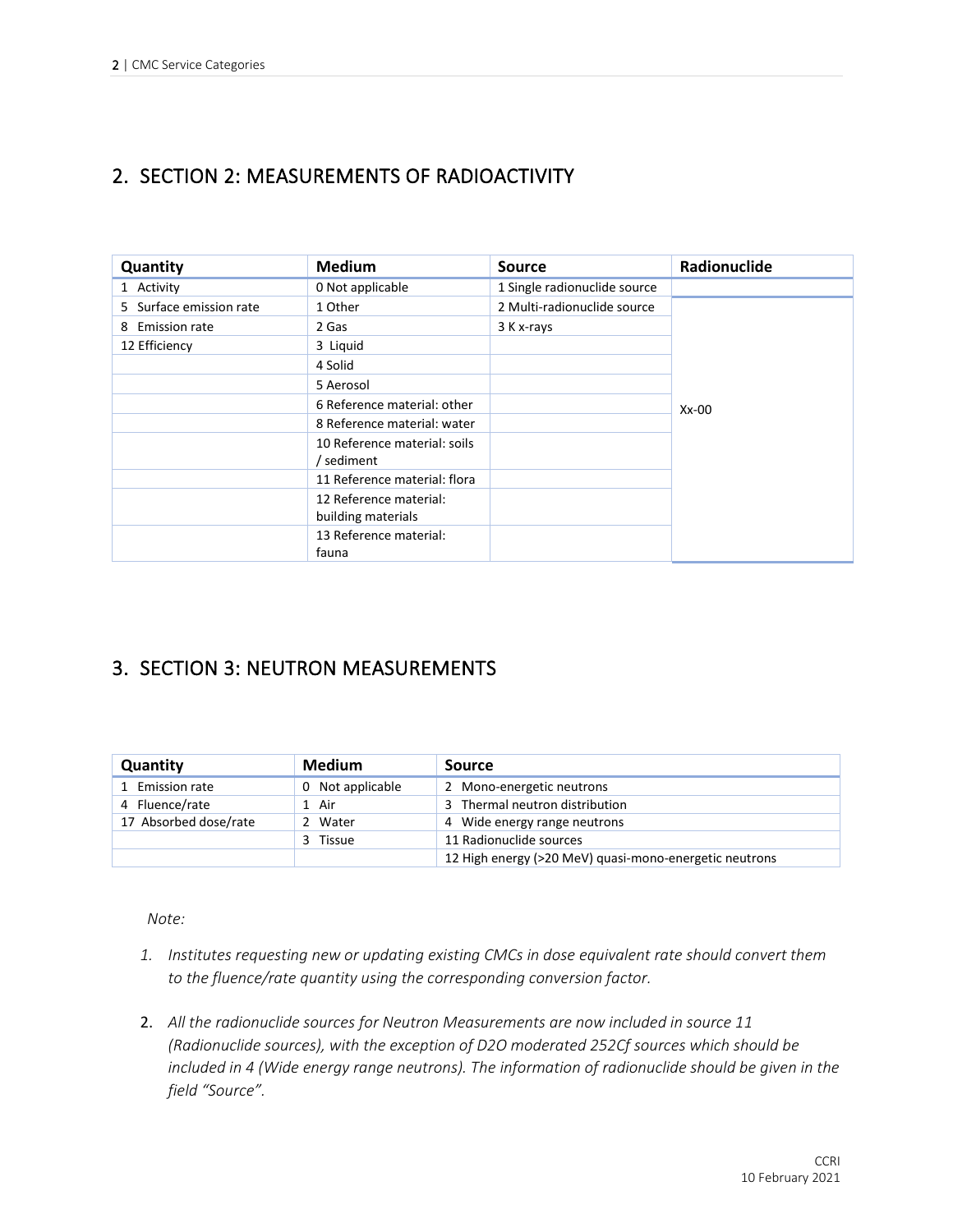## 2. SECTION 2: MEASUREMENTS OF RADIOACTIVITY

| Quantity | Medium | Source | Radionuclide |
|---|---|---|---|
| 1 Activity | 0 Not applicable | 1 Single radionuclide source | |
| 5 Surface emission rate | 1 Other | 2 Multi-radionuclide source | Xx-00 |
| 8 Emission rate | 2 Gas | 3 K x-rays | |
| 12 Efficiency | 3 Liquid | | |
| | 4 Solid | | |
| | 5 Aerosol | | |
| | 6 Reference material: other | | |
| | 8 Reference material: water | | |
| | 10 Reference material: soils / sediment | | |
| | 11 Reference material: flora | | |
| | 12 Reference material: building materials | | |
| | 13 Reference material: fauna | | |

## 3. SECTION 3: NEUTRON MEASUREMENTS

| Quantity | Medium | Source |
|---|---|---|
| 1 Emission rate | 0 Not applicable | 2 Mono-energetic neutrons |
| 4 Fluence/rate | 1 Air | 3 Thermal neutron distribution |
| 17 Absorbed dose/rate | 2 Water | 4 Wide energy range neutrons |
| | 3 Tissue | 11 Radionuclide sources |
| | | 12 High energy (>20 MeV) quasi-mono-energetic neutrons |

*Note:*

1. *Institutes requesting new or updating existing CMCs in dose equivalent rate should convert them to the fluence/rate quantity using the corresponding conversion factor.*

2. *All the radionuclide sources for Neutron Measurements are now included in source 11 (Radionuclide sources), with the exception of D2O moderated 252Cf sources which should be included in 4 (Wide energy range neutrons). The information of radionuclide should be given in the field "Source".*

CCRI
10 February 2021